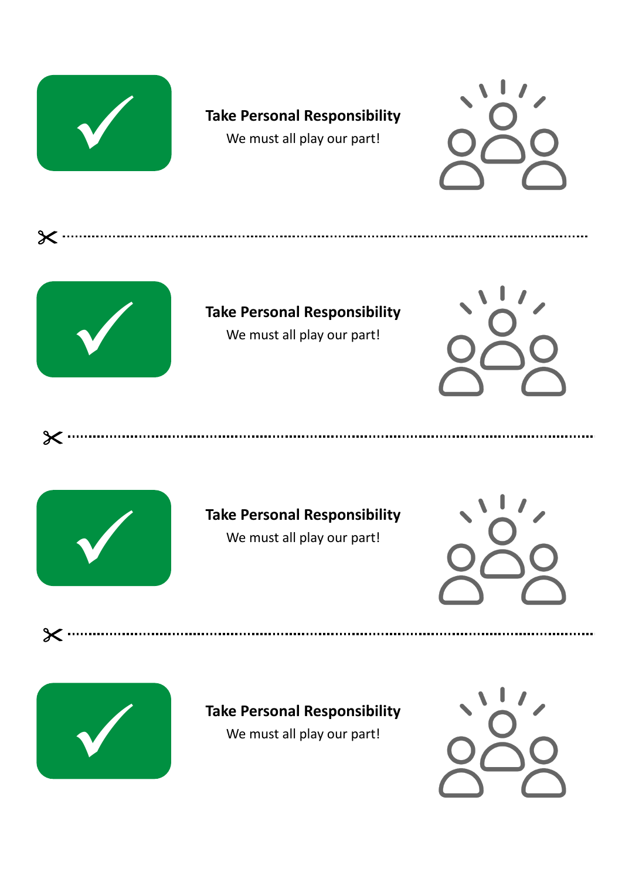**Take Personal Responsibility**

We must all play our part!

---

**Take Personal Responsibility**

We must all play our part!

---

**Take Personal Responsibility**

We must all play our part!

---

**Take Personal Responsibility**

We must all play our part!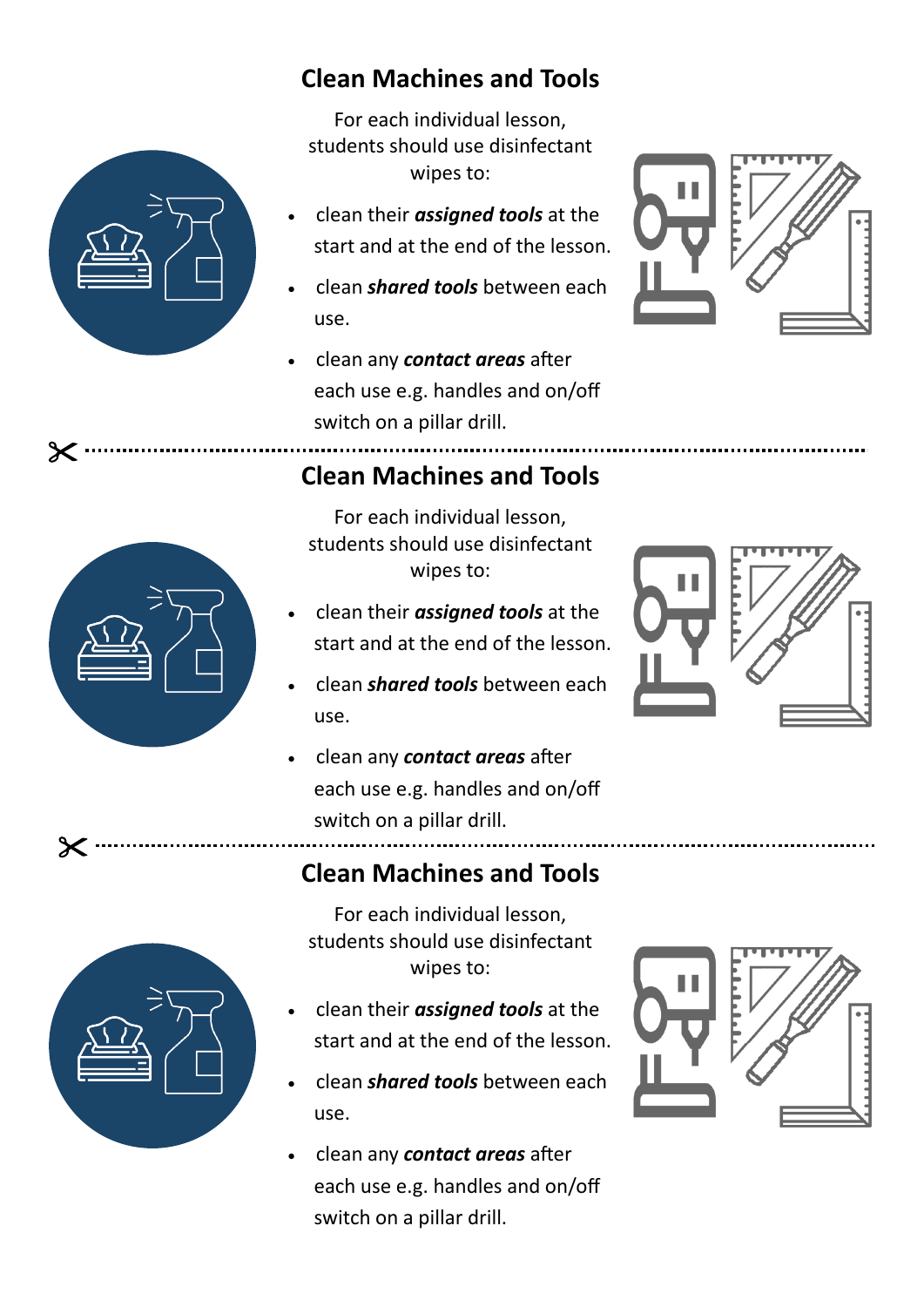## Clean Machines and Tools

For each individual lesson, students should use disinfectant wipes to:

- clean their ***assigned tools*** at the start and at the end of the lesson.
- clean ***shared tools*** between each use.
- clean any ***contact areas*** after each use e.g. handles and on/off switch on a pillar drill.

## Clean Machines and Tools

For each individual lesson, students should use disinfectant wipes to:

- clean their ***assigned tools*** at the start and at the end of the lesson.
- clean ***shared tools*** between each use.
- clean any ***contact areas*** after each use e.g. handles and on/off switch on a pillar drill.

## Clean Machines and Tools

For each individual lesson, students should use disinfectant wipes to:

- clean their ***assigned tools*** at the start and at the end of the lesson.
- clean ***shared tools*** between each use.
- clean any ***contact areas*** after each use e.g. handles and on/off switch on a pillar drill.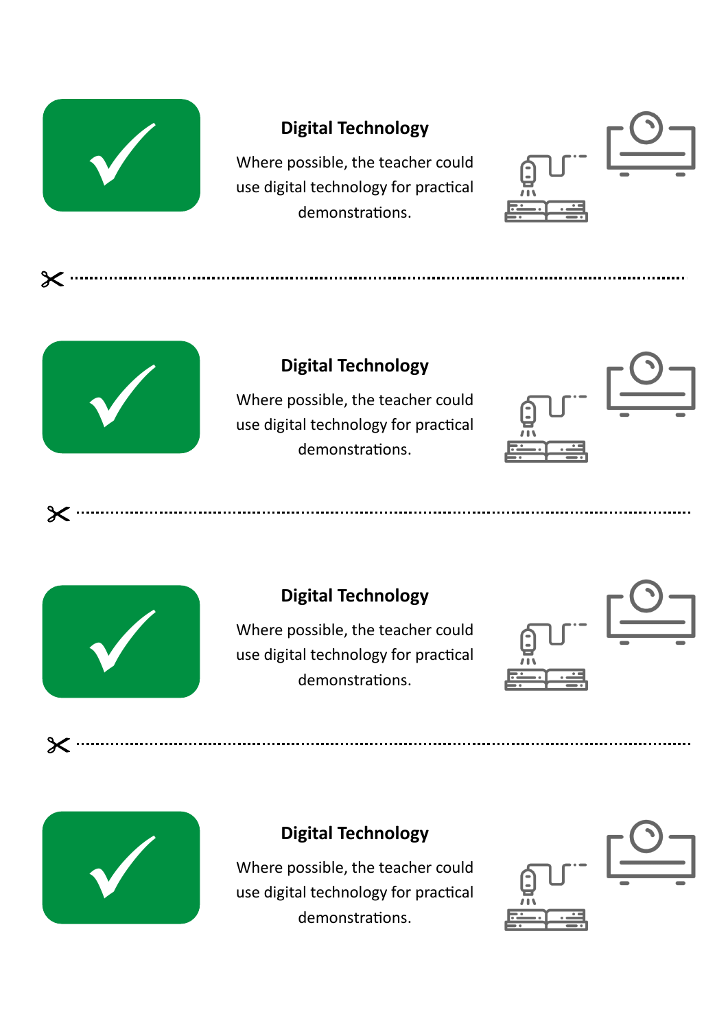## Digital Technology

Where possible, the teacher could use digital technology for practical demonstrations.

---

## Digital Technology

Where possible, the teacher could use digital technology for practical demonstrations.

---

## Digital Technology

Where possible, the teacher could use digital technology for practical demonstrations.

---

## Digital Technology

Where possible, the teacher could use digital technology for practical demonstrations.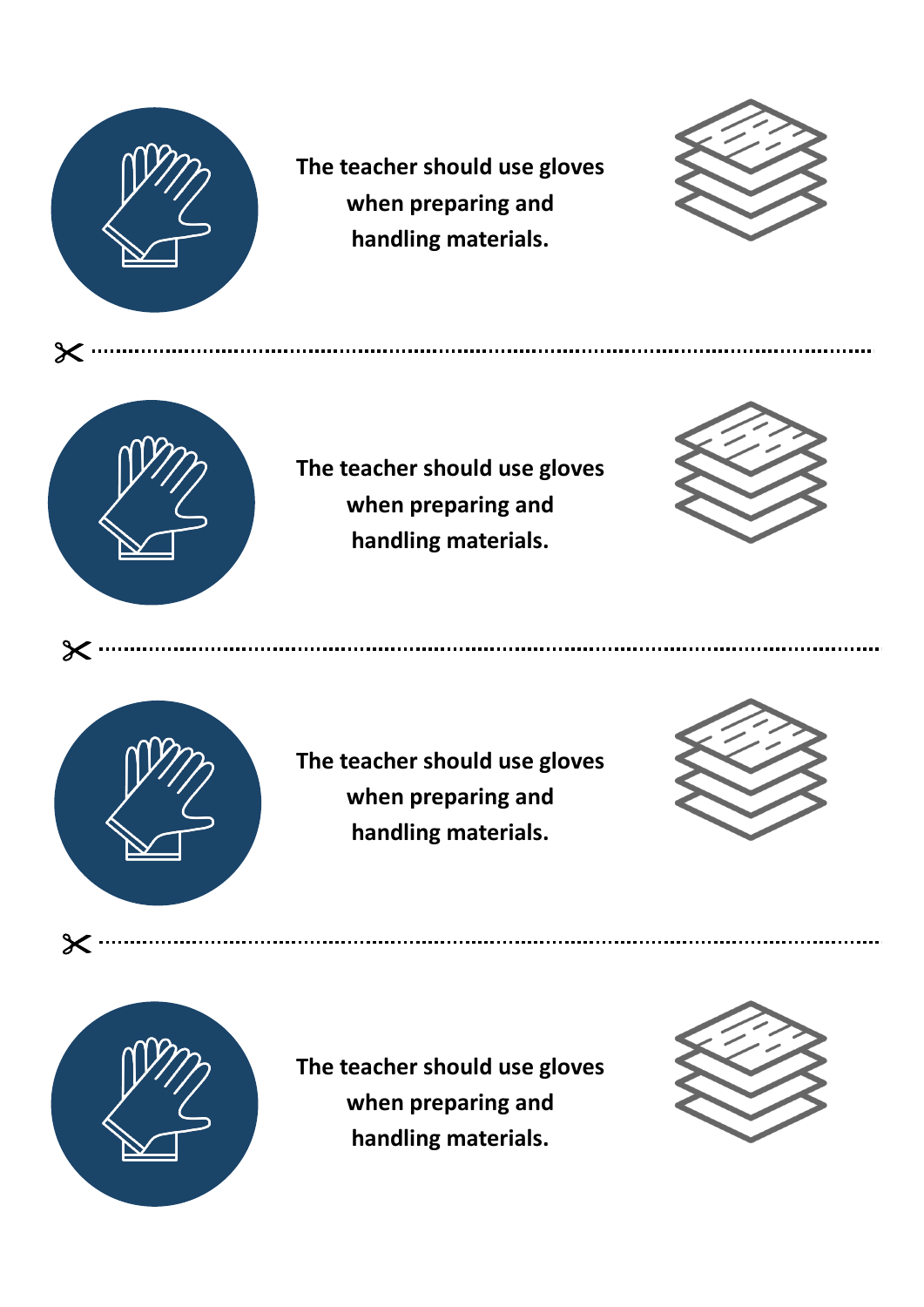**The teacher should use gloves when preparing and handling materials.**

---

**The teacher should use gloves when preparing and handling materials.**

---

**The teacher should use gloves when preparing and handling materials.**

---

**The teacher should use gloves when preparing and handling materials.**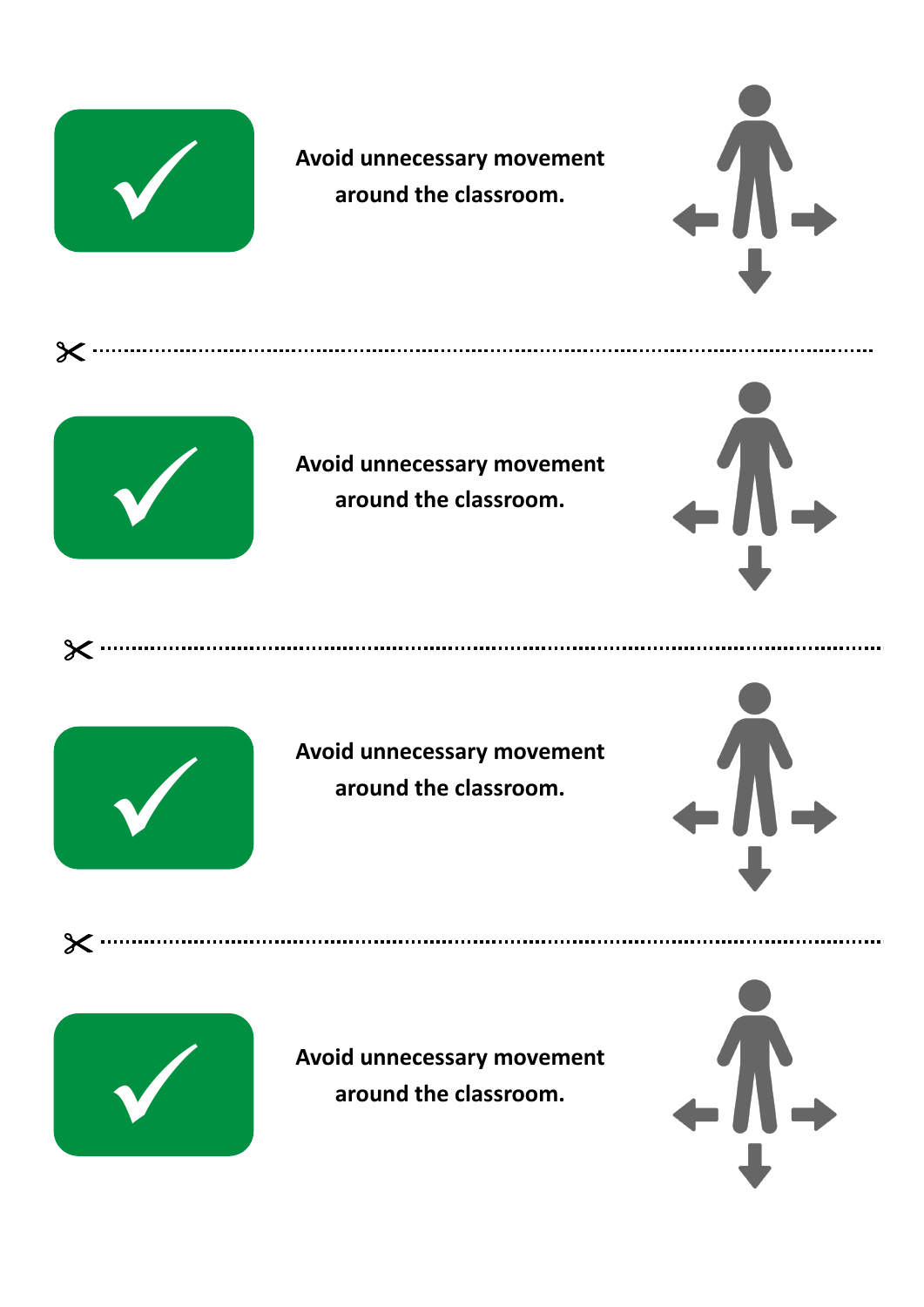Avoid unnecessary movement around the classroom.

Avoid unnecessary movement around the classroom.

Avoid unnecessary movement around the classroom.

Avoid unnecessary movement around the classroom.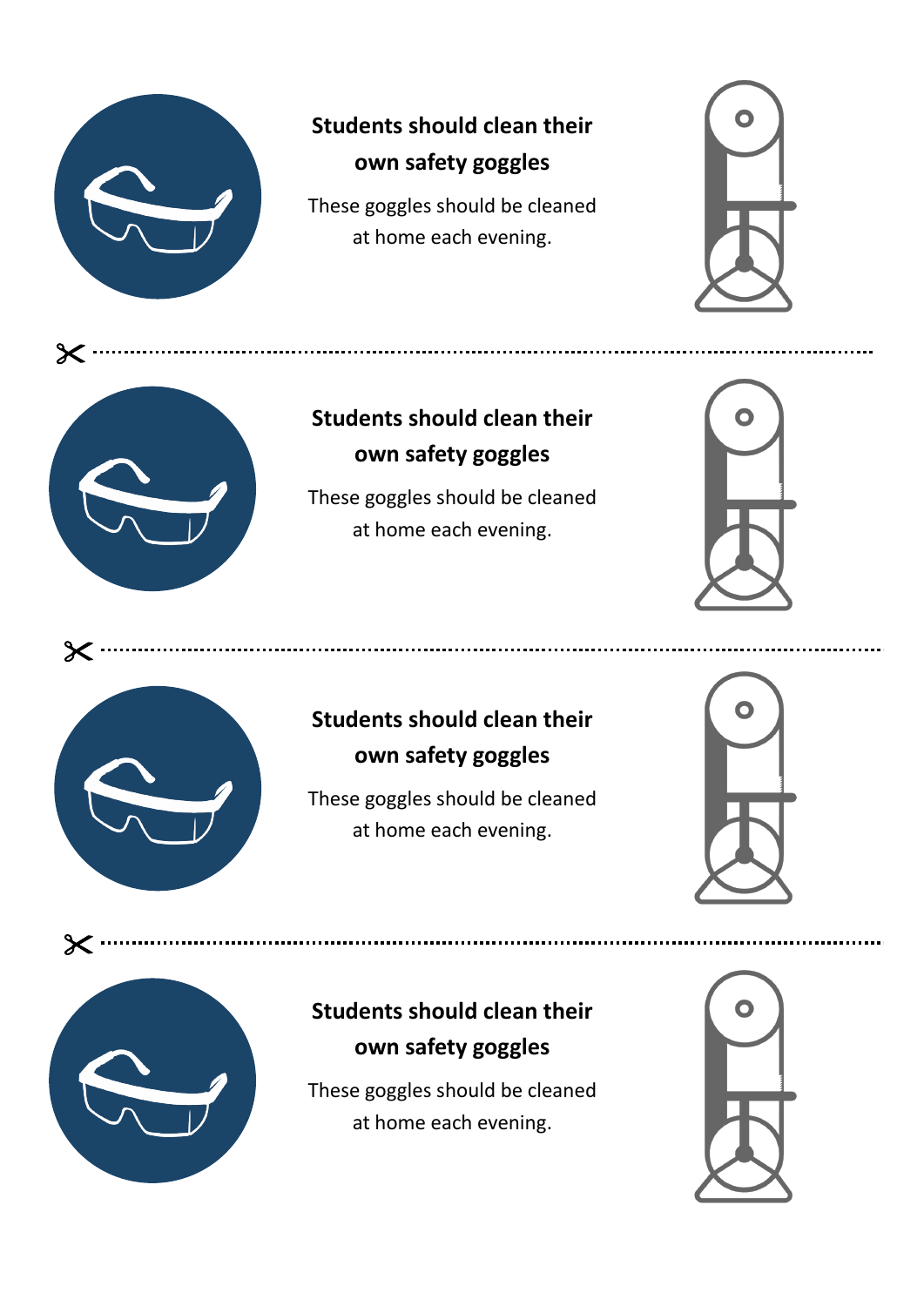**Students should clean their own safety goggles**

These goggles should be cleaned at home each evening.

---

**Students should clean their own safety goggles**

These goggles should be cleaned at home each evening.

---

**Students should clean their own safety goggles**

These goggles should be cleaned at home each evening.

---

**Students should clean their own safety goggles**

These goggles should be cleaned at home each evening.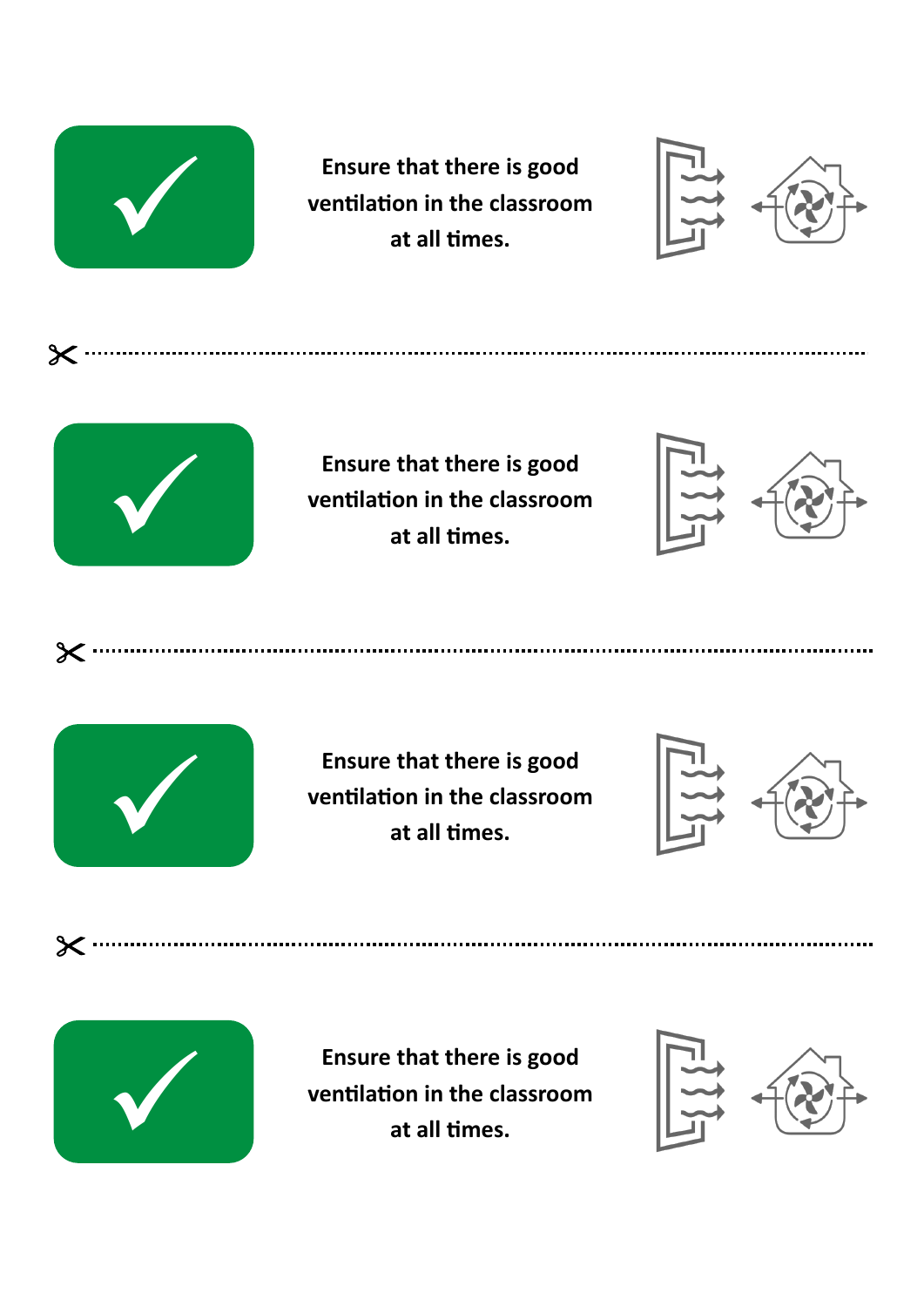Ensure that there is good ventilation in the classroom at all times.

---

Ensure that there is good ventilation in the classroom at all times.

---

Ensure that there is good ventilation in the classroom at all times.

---

Ensure that there is good ventilation in the classroom at all times.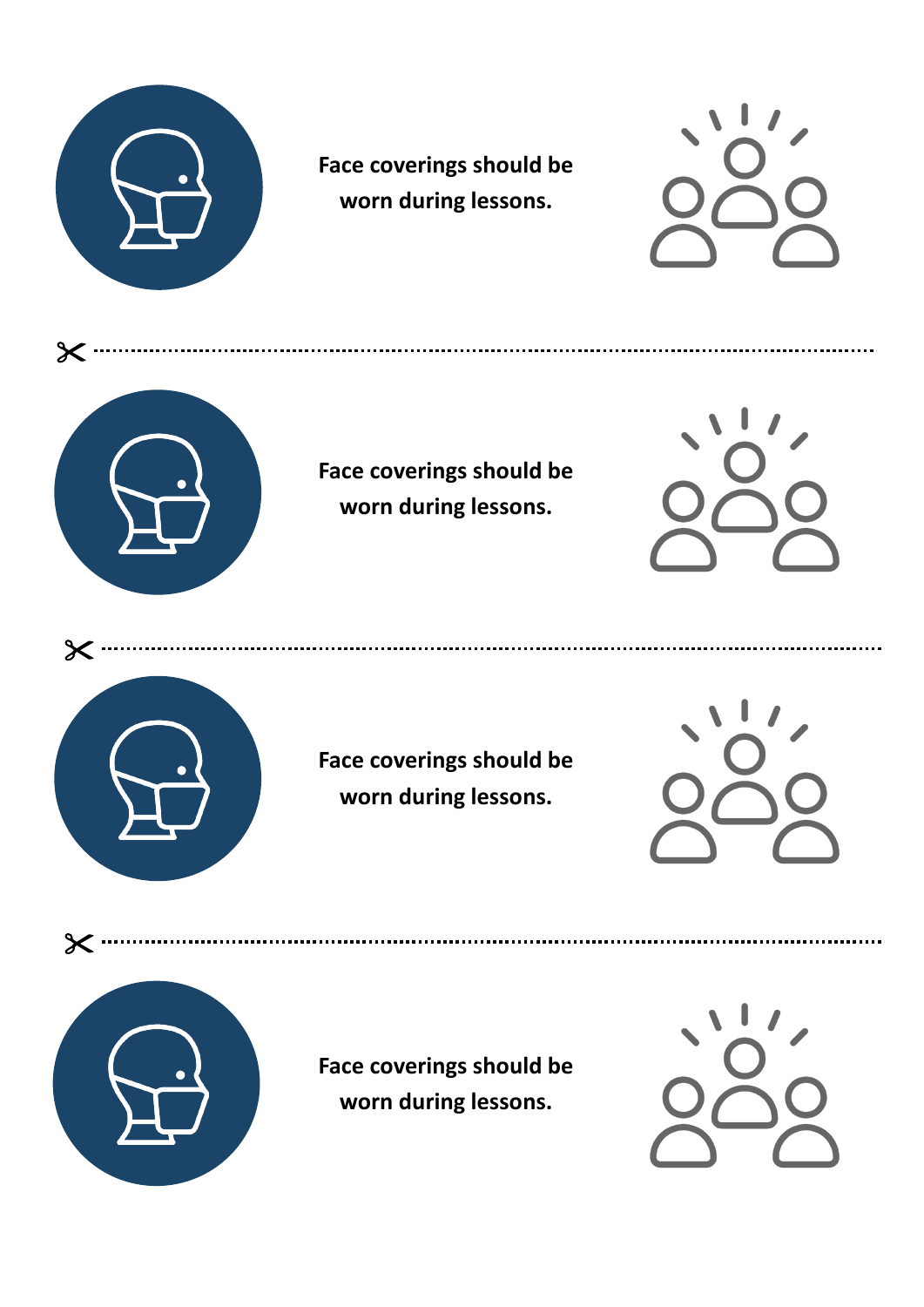Face coverings should be worn during lessons.

Face coverings should be worn during lessons.

Face coverings should be worn during lessons.

Face coverings should be worn during lessons.